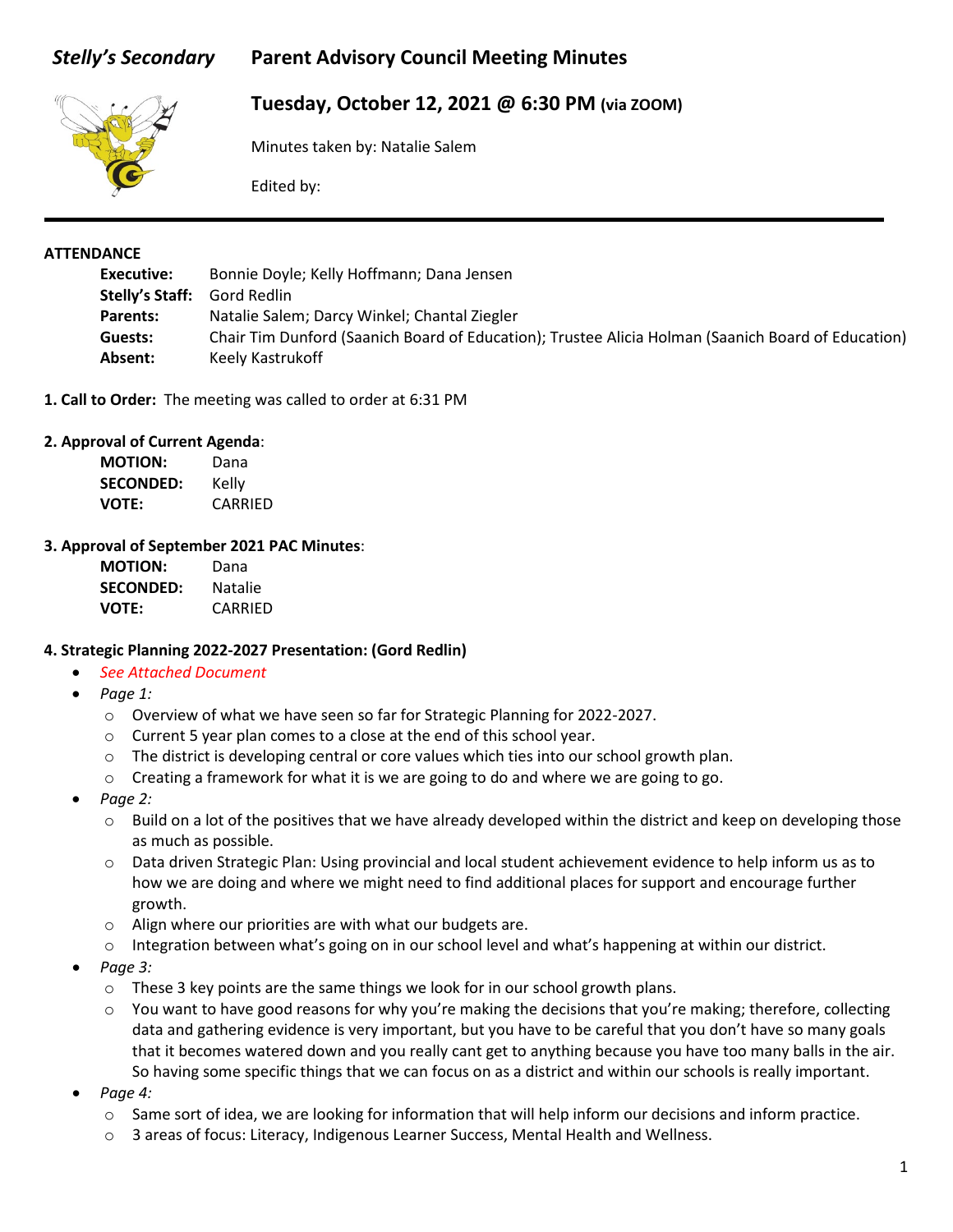# *Stelly's Secondary* Parent Advisory Council Meeting Minutes

## Tuesday, October 12, 2021 @ 6:30 PM (via ZOOM)

Minutes taken by: Natalie Salem

Edited by:

---

**ATTENDANCE**

| | |
|---|---|
| **Executive:** | Bonnie Doyle; Kelly Hoffmann; Dana Jensen |
| **Stelly's Staff:** | Gord Redlin |
| **Parents:** | Natalie Salem; Darcy Winkel; Chantal Ziegler |
| **Guests:** | Chair Tim Dunford (Saanich Board of Education); Trustee Alicia Holman (Saanich Board of Education) |
| **Absent:** | Keely Kastrukoff |

**1. Call to Order:** The meeting was called to order at 6:31 PM

**2. Approval of Current Agenda**:

| | |
|---|---|
| **MOTION:** | Dana |
| **SECONDED:** | Kelly |
| **VOTE:** | CARRIED |

**3. Approval of September 2021 PAC Minutes**:

| | |
|---|---|
| **MOTION:** | Dana |
| **SECONDED:** | Natalie |
| **VOTE:** | CARRIED |

**4. Strategic Planning 2022-2027 Presentation: (Gord Redlin)**

- *See Attached Document*
- *Page 1:*
  - Overview of what we have seen so far for Strategic Planning for 2022-2027.
  - Current 5 year plan comes to a close at the end of this school year.
  - The district is developing central or core values which ties into our school growth plan.
  - Creating a framework for what it is we are going to do and where we are going to go.
- *Page 2:*
  - Build on a lot of the positives that we have already developed within the district and keep on developing those as much as possible.
  - Data driven Strategic Plan: Using provincial and local student achievement evidence to help inform us as to how we are doing and where we might need to find additional places for support and encourage further growth.
  - Align where our priorities are with what our budgets are.
  - Integration between what's going on in our school level and what's happening at within our district.
- *Page 3:*
  - These 3 key points are the same things we look for in our school growth plans.
  - You want to have good reasons for why you're making the decisions that you're making; therefore, collecting data and gathering evidence is very important, but you have to be careful that you don't have so many goals that it becomes watered down and you really cant get to anything because you have too many balls in the air. So having some specific things that we can focus on as a district and within our schools is really important.
- *Page 4:*
  - Same sort of idea, we are looking for information that will help inform our decisions and inform practice.
  - 3 areas of focus: Literacy, Indigenous Learner Success, Mental Health and Wellness.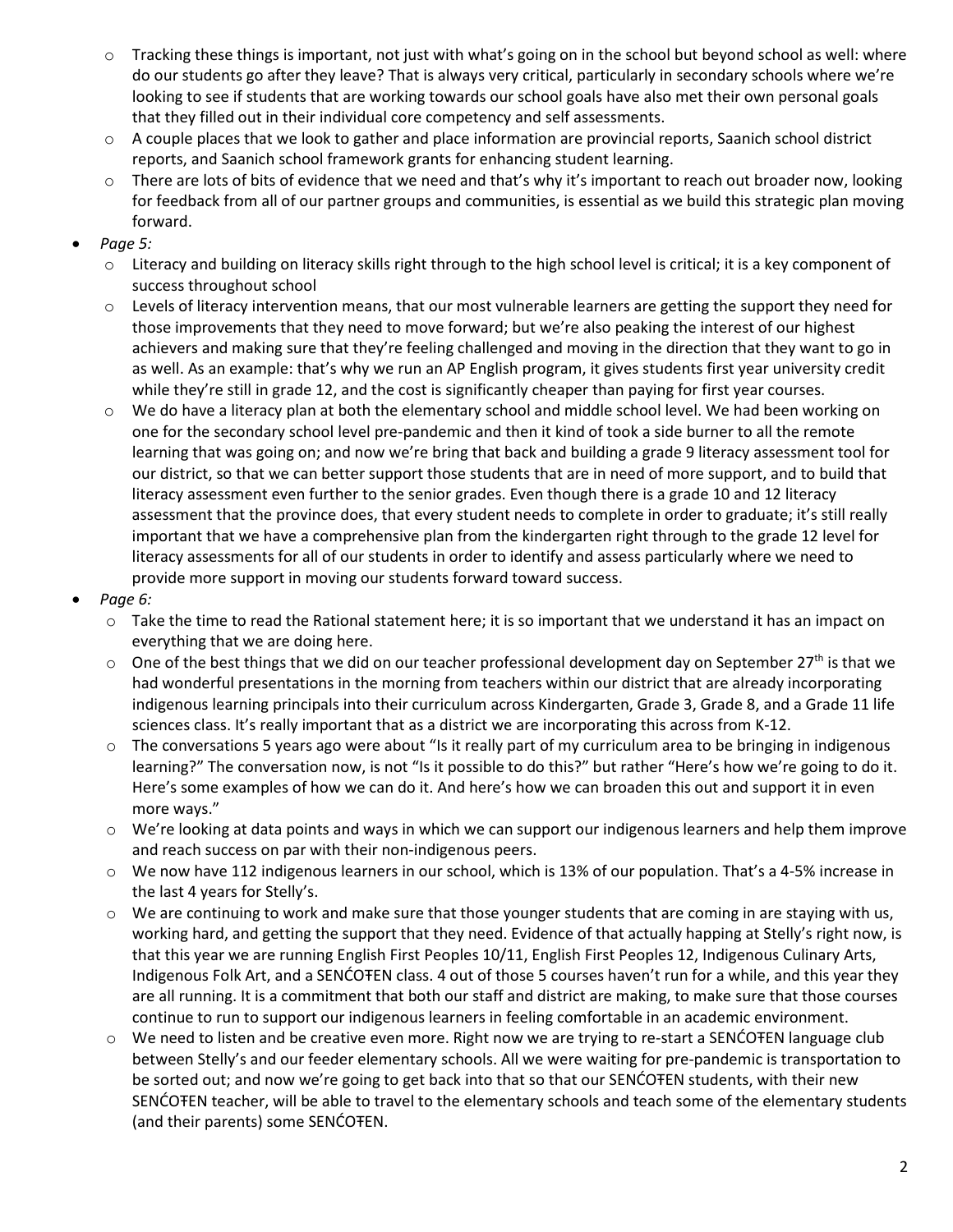- Tracking these things is important, not just with what's going on in the school but beyond school as well: where do our students go after they leave? That is always very critical, particularly in secondary schools where we're looking to see if students that are working towards our school goals have also met their own personal goals that they filled out in their individual core competency and self assessments.
  - A couple places that we look to gather and place information are provincial reports, Saanich school district reports, and Saanich school framework grants for enhancing student learning.
  - There are lots of bits of evidence that we need and that's why it's important to reach out broader now, looking for feedback from all of our partner groups and communities, is essential as we build this strategic plan moving forward.
- *Page 5:*
  - Literacy and building on literacy skills right through to the high school level is critical; it is a key component of success throughout school
  - Levels of literacy intervention means, that our most vulnerable learners are getting the support they need for those improvements that they need to move forward; but we're also peaking the interest of our highest achievers and making sure that they're feeling challenged and moving in the direction that they want to go in as well. As an example: that's why we run an AP English program, it gives students first year university credit while they're still in grade 12, and the cost is significantly cheaper than paying for first year courses.
  - We do have a literacy plan at both the elementary school and middle school level. We had been working on one for the secondary school level pre-pandemic and then it kind of took a side burner to all the remote learning that was going on; and now we're bring that back and building a grade 9 literacy assessment tool for our district, so that we can better support those students that are in need of more support, and to build that literacy assessment even further to the senior grades. Even though there is a grade 10 and 12 literacy assessment that the province does, that every student needs to complete in order to graduate; it's still really important that we have a comprehensive plan from the kindergarten right through to the grade 12 level for literacy assessments for all of our students in order to identify and assess particularly where we need to provide more support in moving our students forward toward success.
- *Page 6:*
  - Take the time to read the Rational statement here; it is so important that we understand it has an impact on everything that we are doing here.
  - One of the best things that we did on our teacher professional development day on September 27th is that we had wonderful presentations in the morning from teachers within our district that are already incorporating indigenous learning principals into their curriculum across Kindergarten, Grade 3, Grade 8, and a Grade 11 life sciences class. It's really important that as a district we are incorporating this across from K-12.
  - The conversations 5 years ago were about "Is it really part of my curriculum area to be bringing in indigenous learning?" The conversation now, is not "Is it possible to do this?" but rather "Here's how we're going to do it. Here's some examples of how we can do it. And here's how we can broaden this out and support it in even more ways."
  - We're looking at data points and ways in which we can support our indigenous learners and help them improve and reach success on par with their non-indigenous peers.
  - We now have 112 indigenous learners in our school, which is 13% of our population. That's a 4-5% increase in the last 4 years for Stelly's.
  - We are continuing to work and make sure that those younger students that are coming in are staying with us, working hard, and getting the support that they need. Evidence of that actually happing at Stelly's right now, is that this year we are running English First Peoples 10/11, English First Peoples 12, Indigenous Culinary Arts, Indigenous Folk Art, and a SENĆOŦEN class. 4 out of those 5 courses haven't run for a while, and this year they are all running. It is a commitment that both our staff and district are making, to make sure that those courses continue to run to support our indigenous learners in feeling comfortable in an academic environment.
  - We need to listen and be creative even more. Right now we are trying to re-start a SENĆOŦEN language club between Stelly's and our feeder elementary schools. All we were waiting for pre-pandemic is transportation to be sorted out; and now we're going to get back into that so that our SENĆOŦEN students, with their new SENĆOŦEN teacher, will be able to travel to the elementary schools and teach some of the elementary students (and their parents) some SENĆOŦEN.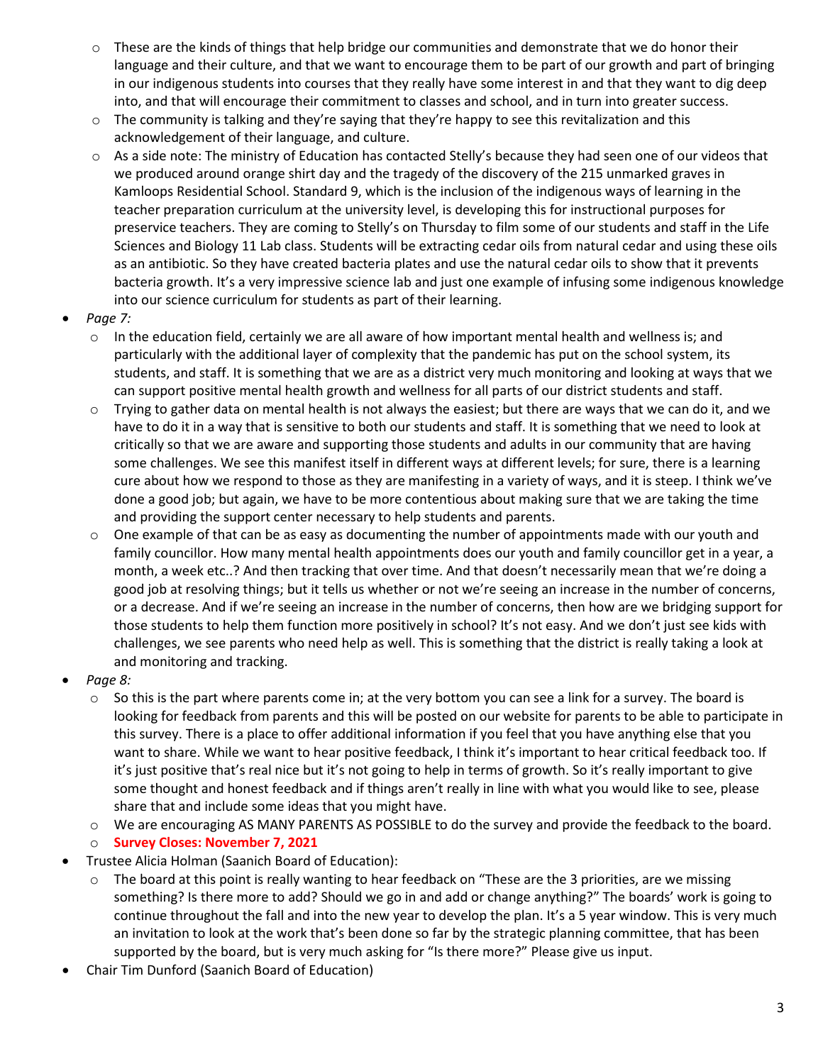- These are the kinds of things that help bridge our communities and demonstrate that we do honor their language and their culture, and that we want to encourage them to be part of our growth and part of bringing in our indigenous students into courses that they really have some interest in and that they want to dig deep into, and that will encourage their commitment to classes and school, and in turn into greater success.
- The community is talking and they're saying that they're happy to see this revitalization and this acknowledgement of their language, and culture.
- As a side note: The ministry of Education has contacted Stelly's because they had seen one of our videos that we produced around orange shirt day and the tragedy of the discovery of the 215 unmarked graves in Kamloops Residential School. Standard 9, which is the inclusion of the indigenous ways of learning in the teacher preparation curriculum at the university level, is developing this for instructional purposes for preservice teachers. They are coming to Stelly's on Thursday to film some of our students and staff in the Life Sciences and Biology 11 Lab class. Students will be extracting cedar oils from natural cedar and using these oils as an antibiotic. So they have created bacteria plates and use the natural cedar oils to show that it prevents bacteria growth. It's a very impressive science lab and just one example of infusing some indigenous knowledge into our science curriculum for students as part of their learning.

- *Page 7:*
  - In the education field, certainly we are all aware of how important mental health and wellness is; and particularly with the additional layer of complexity that the pandemic has put on the school system, its students, and staff. It is something that we are as a district very much monitoring and looking at ways that we can support positive mental health growth and wellness for all parts of our district students and staff.
  - Trying to gather data on mental health is not always the easiest; but there are ways that we can do it, and we have to do it in a way that is sensitive to both our students and staff. It is something that we need to look at critically so that we are aware and supporting those students and adults in our community that are having some challenges. We see this manifest itself in different ways at different levels; for sure, there is a learning cure about how we respond to those as they are manifesting in a variety of ways, and it is steep. I think we've done a good job; but again, we have to be more contentious about making sure that we are taking the time and providing the support center necessary to help students and parents.
  - One example of that can be as easy as documenting the number of appointments made with our youth and family councillor. How many mental health appointments does our youth and family councillor get in a year, a month, a week etc..? And then tracking that over time. And that doesn't necessarily mean that we're doing a good job at resolving things; but it tells us whether or not we're seeing an increase in the number of concerns, or a decrease. And if we're seeing an increase in the number of concerns, then how are we bridging support for those students to help them function more positively in school? It's not easy. And we don't just see kids with challenges, we see parents who need help as well. This is something that the district is really taking a look at and monitoring and tracking.
- *Page 8:*
  - So this is the part where parents come in; at the very bottom you can see a link for a survey. The board is looking for feedback from parents and this will be posted on our website for parents to be able to participate in this survey. There is a place to offer additional information if you feel that you have anything else that you want to share. While we want to hear positive feedback, I think it's important to hear critical feedback too. If it's just positive that's real nice but it's not going to help in terms of growth. So it's really important to give some thought and honest feedback and if things aren't really in line with what you would like to see, please share that and include some ideas that you might have.
  - We are encouraging AS MANY PARENTS AS POSSIBLE to do the survey and provide the feedback to the board.
  - **Survey Closes: November 7, 2021**
- Trustee Alicia Holman (Saanich Board of Education):
  - The board at this point is really wanting to hear feedback on "These are the 3 priorities, are we missing something? Is there more to add? Should we go in and add or change anything?" The boards' work is going to continue throughout the fall and into the new year to develop the plan. It's a 5 year window. This is very much an invitation to look at the work that's been done so far by the strategic planning committee, that has been supported by the board, but is very much asking for "Is there more?" Please give us input.
- Chair Tim Dunford (Saanich Board of Education)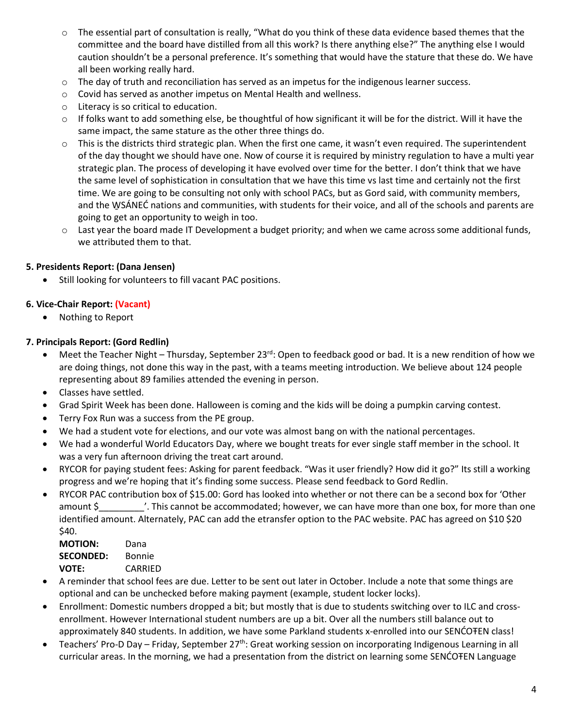- The essential part of consultation is really, "What do you think of these data evidence based themes that the committee and the board have distilled from all this work? Is there anything else?" The anything else I would caution shouldn't be a personal preference. It's something that would have the stature that these do. We have all been working really hard.
- The day of truth and reconciliation has served as an impetus for the indigenous learner success.
- Covid has served as another impetus on Mental Health and wellness.
- Literacy is so critical to education.
- If folks want to add something else, be thoughtful of how significant it will be for the district. Will it have the same impact, the same stature as the other three things do.
- This is the districts third strategic plan. When the first one came, it wasn't even required. The superintendent of the day thought we should have one. Now of course it is required by ministry regulation to have a multi year strategic plan. The process of developing it have evolved over time for the better. I don't think that we have the same level of sophistication in consultation that we have this time vs last time and certainly not the first time. We are going to be consulting not only with school PACs, but as Gord said, with community members, and the W̱SÁNEĆ nations and communities, with students for their voice, and all of the schools and parents are going to get an opportunity to weigh in too.
- Last year the board made IT Development a budget priority; and when we came across some additional funds, we attributed them to that.

**5. Presidents Report: (Dana Jensen)**

- Still looking for volunteers to fill vacant PAC positions.

**6. Vice-Chair Report: (Vacant)**

- Nothing to Report

**7. Principals Report: (Gord Redlin)**

- Meet the Teacher Night – Thursday, September 23rd: Open to feedback good or bad. It is a new rendition of how we are doing things, not done this way in the past, with a teams meeting introduction. We believe about 124 people representing about 89 families attended the evening in person.
- Classes have settled.
- Grad Spirit Week has been done. Halloween is coming and the kids will be doing a pumpkin carving contest.
- Terry Fox Run was a success from the PE group.
- We had a student vote for elections, and our vote was almost bang on with the national percentages.
- We had a wonderful World Educators Day, where we bought treats for ever single staff member in the school. It was a very fun afternoon driving the treat cart around.
- RYCOR for paying student fees: Asking for parent feedback. "Was it user friendly? How did it go?" Its still a working progress and we're hoping that it's finding some success. Please send feedback to Gord Redlin.
- RYCOR PAC contribution box of $15.00: Gord has looked into whether or not there can be a second box for 'Other amount $_________'. This cannot be accommodated; however, we can have more than one box, for more than one identified amount. Alternately, PAC can add the etransfer option to the PAC website. PAC has agreed on $10 $20 $40.

  **MOTION:** Dana
  **SECONDED:** Bonnie
  **VOTE:** CARRIED

- A reminder that school fees are due. Letter to be sent out later in October. Include a note that some things are optional and can be unchecked before making payment (example, student locker locks).
- Enrollment: Domestic numbers dropped a bit; but mostly that is due to students switching over to ILC and cross-enrollment. However International student numbers are up a bit. Over all the numbers still balance out to approximately 840 students. In addition, we have some Parkland students x-enrolled into our SENĆOŦEN class!
- Teachers' Pro-D Day – Friday, September 27th: Great working session on incorporating Indigenous Learning in all curricular areas. In the morning, we had a presentation from the district on learning some SENĆOŦEN Language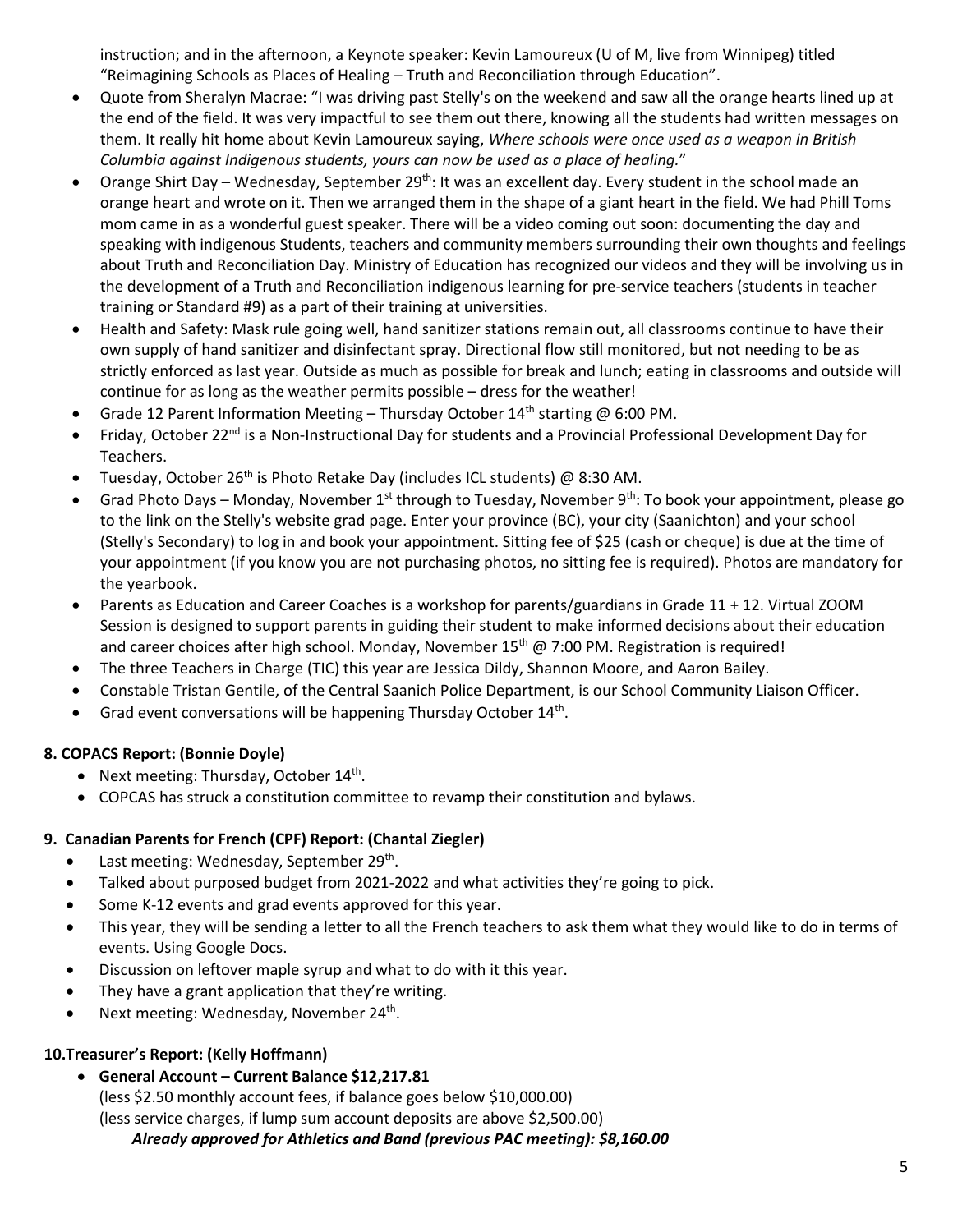instruction; and in the afternoon, a Keynote speaker: Kevin Lamoureux (U of M, live from Winnipeg) titled "Reimagining Schools as Places of Healing – Truth and Reconciliation through Education".

- Quote from Sheralyn Macrae: "I was driving past Stelly's on the weekend and saw all the orange hearts lined up at the end of the field. It was very impactful to see them out there, knowing all the students had written messages on them. It really hit home about Kevin Lamoureux saying, *Where schools were once used as a weapon in British Columbia against Indigenous students, yours can now be used as a place of healing.*"
- Orange Shirt Day – Wednesday, September 29th: It was an excellent day. Every student in the school made an orange heart and wrote on it. Then we arranged them in the shape of a giant heart in the field. We had Phill Toms mom came in as a wonderful guest speaker. There will be a video coming out soon: documenting the day and speaking with indigenous Students, teachers and community members surrounding their own thoughts and feelings about Truth and Reconciliation Day. Ministry of Education has recognized our videos and they will be involving us in the development of a Truth and Reconciliation indigenous learning for pre-service teachers (students in teacher training or Standard #9) as a part of their training at universities.
- Health and Safety: Mask rule going well, hand sanitizer stations remain out, all classrooms continue to have their own supply of hand sanitizer and disinfectant spray. Directional flow still monitored, but not needing to be as strictly enforced as last year. Outside as much as possible for break and lunch; eating in classrooms and outside will continue for as long as the weather permits possible – dress for the weather!
- Grade 12 Parent Information Meeting – Thursday October 14th starting @ 6:00 PM.
- Friday, October 22nd is a Non-Instructional Day for students and a Provincial Professional Development Day for Teachers.
- Tuesday, October 26th is Photo Retake Day (includes ICL students) @ 8:30 AM.
- Grad Photo Days – Monday, November 1st through to Tuesday, November 9th: To book your appointment, please go to the link on the Stelly's website grad page. Enter your province (BC), your city (Saanichton) and your school (Stelly's Secondary) to log in and book your appointment. Sitting fee of $25 (cash or cheque) is due at the time of your appointment (if you know you are not purchasing photos, no sitting fee is required). Photos are mandatory for the yearbook.
- Parents as Education and Career Coaches is a workshop for parents/guardians in Grade 11 + 12. Virtual ZOOM Session is designed to support parents in guiding their student to make informed decisions about their education and career choices after high school. Monday, November 15th @ 7:00 PM. Registration is required!
- The three Teachers in Charge (TIC) this year are Jessica Dildy, Shannon Moore, and Aaron Bailey.
- Constable Tristan Gentile, of the Central Saanich Police Department, is our School Community Liaison Officer.
- Grad event conversations will be happening Thursday October 14th.

**8. COPACS Report: (Bonnie Doyle)**

- Next meeting: Thursday, October 14th.
- COPCAS has struck a constitution committee to revamp their constitution and bylaws.

**9. Canadian Parents for French (CPF) Report: (Chantal Ziegler)**

- Last meeting: Wednesday, September 29th.
- Talked about purposed budget from 2021-2022 and what activities they're going to pick.
- Some K-12 events and grad events approved for this year.
- This year, they will be sending a letter to all the French teachers to ask them what they would like to do in terms of events. Using Google Docs.
- Discussion on leftover maple syrup and what to do with it this year.
- They have a grant application that they're writing.
- Next meeting: Wednesday, November 24th.

**10.Treasurer's Report: (Kelly Hoffmann)**

- **General Account – Current Balance $12,217.81**
  (less $2.50 monthly account fees, if balance goes below $10,000.00)
  (less service charges, if lump sum account deposits are above $2,500.00)
  ***Already approved for Athletics and Band (previous PAC meeting): $8,160.00***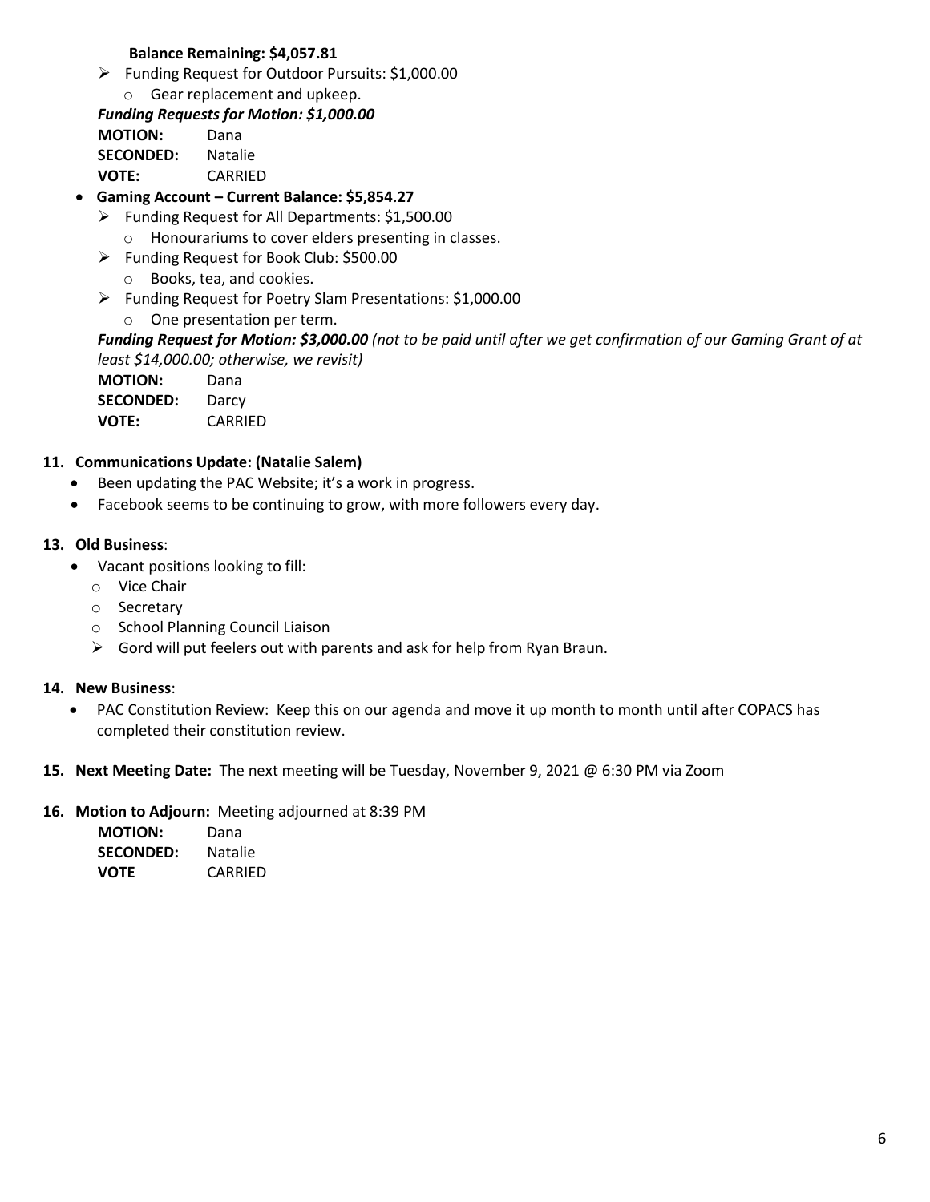**Balance Remaining: $4,057.81**

- Funding Request for Outdoor Pursuits: $1,000.00
  - Gear replacement and upkeep.

***Funding Requests for Motion: $1,000.00***

**MOTION:** Dana
**SECONDED:** Natalie
**VOTE:** CARRIED

- **Gaming Account – Current Balance: $5,854.27**
  - Funding Request for All Departments: $1,500.00
    - Honourariums to cover elders presenting in classes.
  - Funding Request for Book Club: $500.00
    - Books, tea, and cookies.
  - Funding Request for Poetry Slam Presentations: $1,000.00
    - One presentation per term.

***Funding Request for Motion: $3,000.00*** *(not to be paid until after we get confirmation of our Gaming Grant of at least $14,000.00; otherwise, we revisit)*

**MOTION:** Dana
**SECONDED:** Darcy
**VOTE:** CARRIED

**11. Communications Update: (Natalie Salem)**

- Been updating the PAC Website; it's a work in progress.
- Facebook seems to be continuing to grow, with more followers every day.

**13. Old Business**:

- Vacant positions looking to fill:
  - Vice Chair
  - Secretary
  - School Planning Council Liaison
  - Gord will put feelers out with parents and ask for help from Ryan Braun.

**14. New Business**:

- PAC Constitution Review: Keep this on our agenda and move it up month to month until after COPACS has completed their constitution review.

**15. Next Meeting Date:** The next meeting will be Tuesday, November 9, 2021 @ 6:30 PM via Zoom

**16. Motion to Adjourn:** Meeting adjourned at 8:39 PM

**MOTION:** Dana
**SECONDED:** Natalie
**VOTE** CARRIED